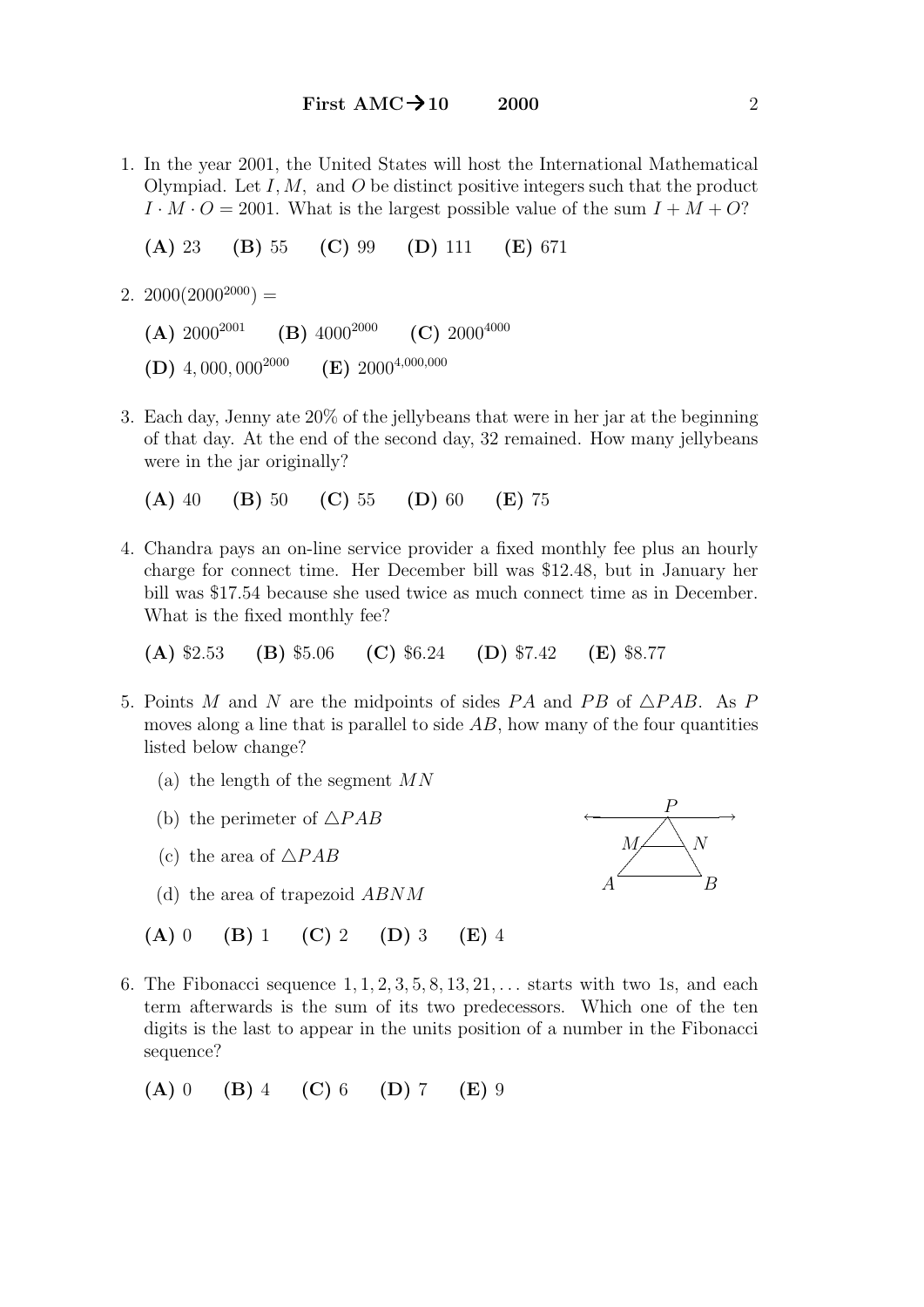1. In the year 2001, the United States will host the International Mathematical Olympiad. Let $I, M,$ and $O$ be distinct positive integers such that the product $I \cdot M \cdot O = 2001$. What is the largest possible value of the sum $I + M + O$?

   **(A)** 23 **(B)** 55 **(C)** 99 **(D)** 111 **(E)** 671

2. $2000(2000^{2000}) =$

   **(A)** $2000^{2001}$ **(B)** $4000^{2000}$ **(C)** $2000^{4000}$

   **(D)** $4,000,000^{2000}$ **(E)** $2000^{4,000,000}$

3. Each day, Jenny ate 20% of the jellybeans that were in her jar at the beginning of that day. At the end of the second day, 32 remained. How many jellybeans were in the jar originally?

   **(A)** 40 **(B)** 50 **(C)** 55 **(D)** 60 **(E)** 75

4. Chandra pays an on-line service provider a fixed monthly fee plus an hourly charge for connect time. Her December bill was \$12.48, but in January her bill was \$17.54 because she used twice as much connect time as in December. What is the fixed monthly fee?

   **(A)** \$2.53 **(B)** \$5.06 **(C)** \$6.24 **(D)** \$7.42 **(E)** \$8.77

5. Points $M$ and $N$ are the midpoints of sides $PA$ and $PB$ of $\triangle PAB$. As $P$ moves along a line that is parallel to side $AB$, how many of the four quantities listed below change?

   (a) the length of the segment $MN$

   (b) the perimeter of $\triangle PAB$

   (c) the area of $\triangle PAB$

   (d) the area of trapezoid $ABNM$

   P
   M N
   A B

   **(A)** 0 **(B)** 1 **(C)** 2 **(D)** 3 **(E)** 4

6. The Fibonacci sequence $1, 1, 2, 3, 5, 8, 13, 21, \ldots$ starts with two 1s, and each term afterwards is the sum of its two predecessors. Which one of the ten digits is the last to appear in the units position of a number in the Fibonacci sequence?

   **(A)** 0 **(B)** 4 **(C)** 6 **(D)** 7 **(E)** 9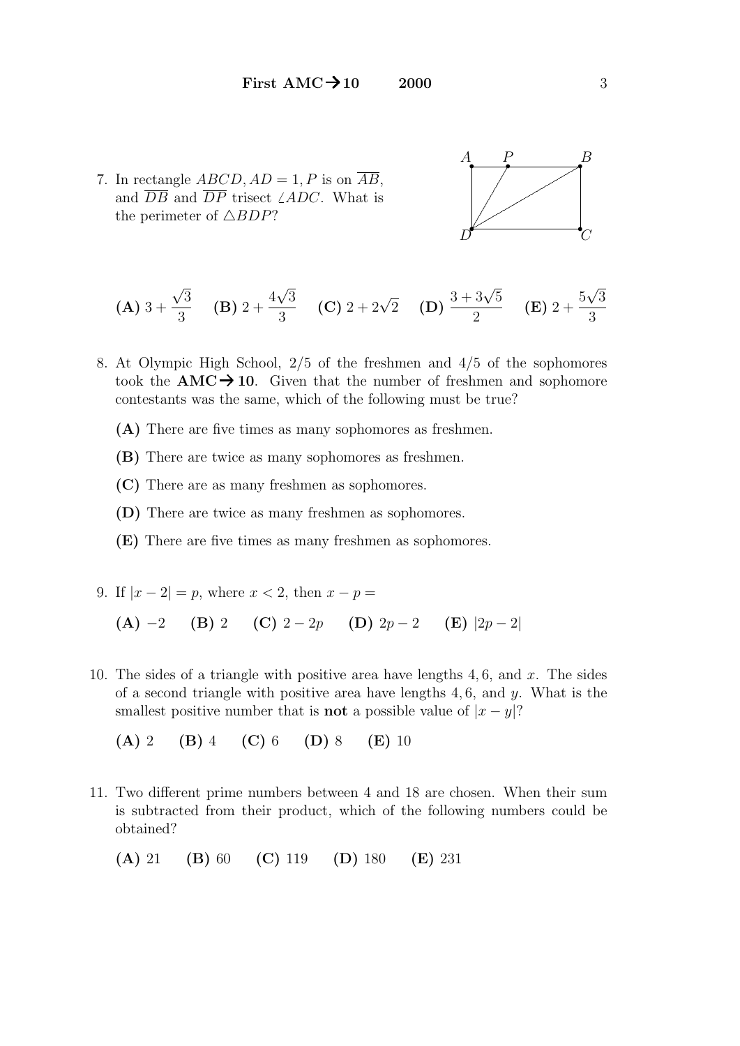7. In rectangle $ABCD, AD = 1, P$ is on $\overline{AB}$, and $\overline{DB}$ and $\overline{DP}$ trisect $\angle ADC$. What is the perimeter of $\triangle BDP$?

A P B

D C

**(A)** $3 + \frac{\sqrt{3}}{3}$ **(B)** $2 + \frac{4\sqrt{3}}{3}$ **(C)** $2 + 2\sqrt{2}$ **(D)** $\frac{3 + 3\sqrt{5}}{2}$ **(E)** $2 + \frac{5\sqrt{3}}{3}$

8. At Olympic High School, $2/5$ of the freshmen and $4/5$ of the sophomores took the **AMC→10**. Given that the number of freshmen and sophomore contestants was the same, which of the following must be true?

   **(A)** There are five times as many sophomores as freshmen.

   **(B)** There are twice as many sophomores as freshmen.

   **(C)** There are as many freshmen as sophomores.

   **(D)** There are twice as many freshmen as sophomores.

   **(E)** There are five times as many freshmen as sophomores.

9. If $|x - 2| = p$, where $x < 2$, then $x - p =$

   **(A)** $-2$ **(B)** $2$ **(C)** $2 - 2p$ **(D)** $2p - 2$ **(E)** $|2p - 2|$

10. The sides of a triangle with positive area have lengths $4, 6,$ and $x$. The sides of a second triangle with positive area have lengths $4, 6,$ and $y$. What is the smallest positive number that is **not** a possible value of $|x - y|$?

    **(A)** 2 **(B)** 4 **(C)** 6 **(D)** 8 **(E)** 10

11. Two different prime numbers between 4 and 18 are chosen. When their sum is subtracted from their product, which of the following numbers could be obtained?

    **(A)** 21 **(B)** 60 **(C)** 119 **(D)** 180 **(E)** 231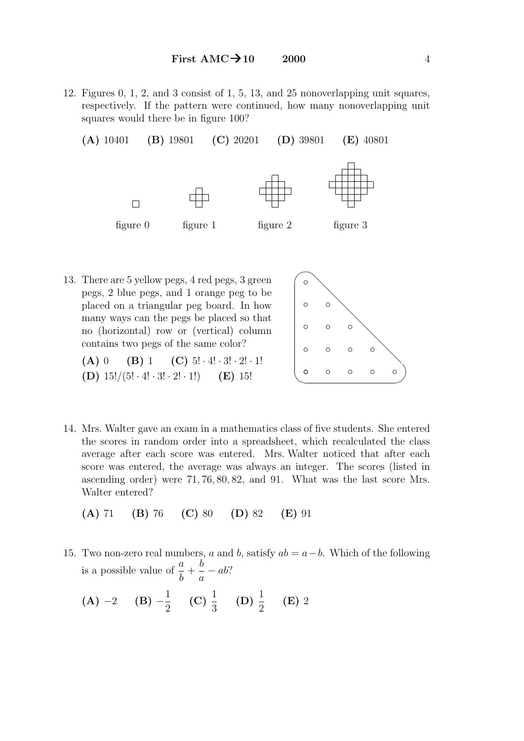12. Figures 0, 1, 2, and 3 consist of 1, 5, 13, and 25 nonoverlapping unit squares, respectively. If the pattern were continued, how many nonoverlapping unit squares would there be in figure 100?

**(A)** 10401 **(B)** 19801 **(C)** 20201 **(D)** 39801 **(E)** 40801

figure 0 figure 1 figure 2 figure 3

13. There are 5 yellow pegs, 4 red pegs, 3 green pegs, 2 blue pegs, and 1 orange peg to be placed on a triangular peg board. In how many ways can the pegs be placed so that no (horizontal) row or (vertical) column contains two pegs of the same color?

**(A)** 0 **(B)** 1 **(C)** $5! \cdot 4! \cdot 3! \cdot 2! \cdot 1!$
**(D)** $15!/(5! \cdot 4! \cdot 3! \cdot 2! \cdot 1!)$ **(E)** $15!$

14. Mrs. Walter gave an exam in a mathematics class of five students. She entered the scores in random order into a spreadsheet, which recalculated the class average after each score was entered. Mrs. Walter noticed that after each score was entered, the average was always an integer. The scores (listed in ascending order) were 71, 76, 80, 82, and 91. What was the last score Mrs. Walter entered?

**(A)** 71 **(B)** 76 **(C)** 80 **(D)** 82 **(E)** 91

15. Two non-zero real numbers, $a$ and $b$, satisfy $ab = a - b$. Which of the following is a possible value of $\frac{a}{b} + \frac{b}{a} - ab$?

**(A)** $-2$ **(B)** $-\frac{1}{2}$ **(C)** $\frac{1}{3}$ **(D)** $\frac{1}{2}$ **(E)** 2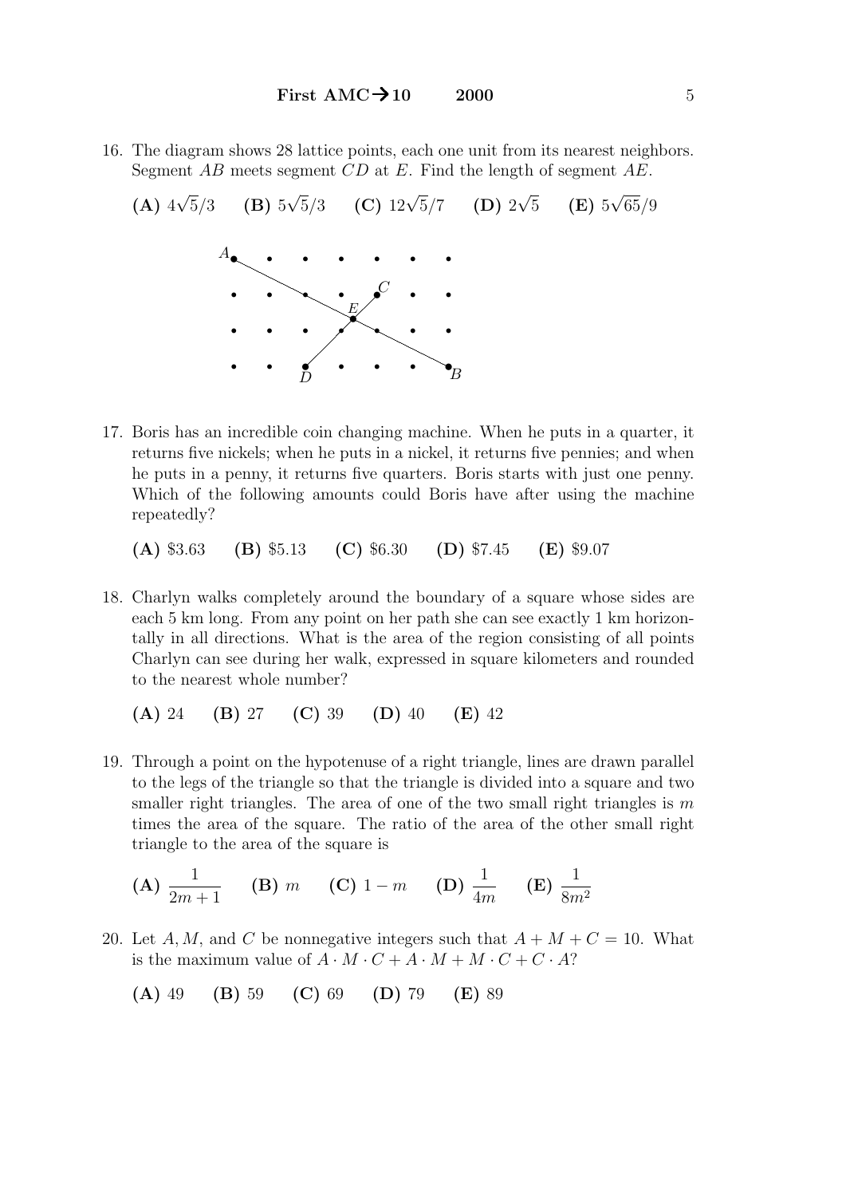16. The diagram shows 28 lattice points, each one unit from its nearest neighbors. Segment $AB$ meets segment $CD$ at $E$. Find the length of segment $AE$.

**(A)** $4\sqrt{5}/3$ **(B)** $5\sqrt{5}/3$ **(C)** $12\sqrt{5}/7$ **(D)** $2\sqrt{5}$ **(E)** $5\sqrt{65}/9$

A

C

E

D

B

17. Boris has an incredible coin changing machine. When he puts in a quarter, it returns five nickels; when he puts in a nickel, it returns five pennies; and when he puts in a penny, it returns five quarters. Boris starts with just one penny. Which of the following amounts could Boris have after using the machine repeatedly?

**(A)** \$3.63 **(B)** \$5.13 **(C)** \$6.30 **(D)** \$7.45 **(E)** \$9.07

18. Charlyn walks completely around the boundary of a square whose sides are each 5 km long. From any point on her path she can see exactly 1 km horizontally in all directions. What is the area of the region consisting of all points Charlyn can see during her walk, expressed in square kilometers and rounded to the nearest whole number?

**(A)** 24 **(B)** 27 **(C)** 39 **(D)** 40 **(E)** 42

19. Through a point on the hypotenuse of a right triangle, lines are drawn parallel to the legs of the triangle so that the triangle is divided into a square and two smaller right triangles. The area of one of the two small right triangles is $m$ times the area of the square. The ratio of the area of the other small right triangle to the area of the square is

**(A)** $\dfrac{1}{2m+1}$ **(B)** $m$ **(C)** $1-m$ **(D)** $\dfrac{1}{4m}$ **(E)** $\dfrac{1}{8m^2}$

20. Let $A, M,$ and $C$ be nonnegative integers such that $A+M+C=10$. What is the maximum value of $A \cdot M \cdot C + A \cdot M + M \cdot C + C \cdot A$?

**(A)** 49 **(B)** 59 **(C)** 69 **(D)** 79 **(E)** 89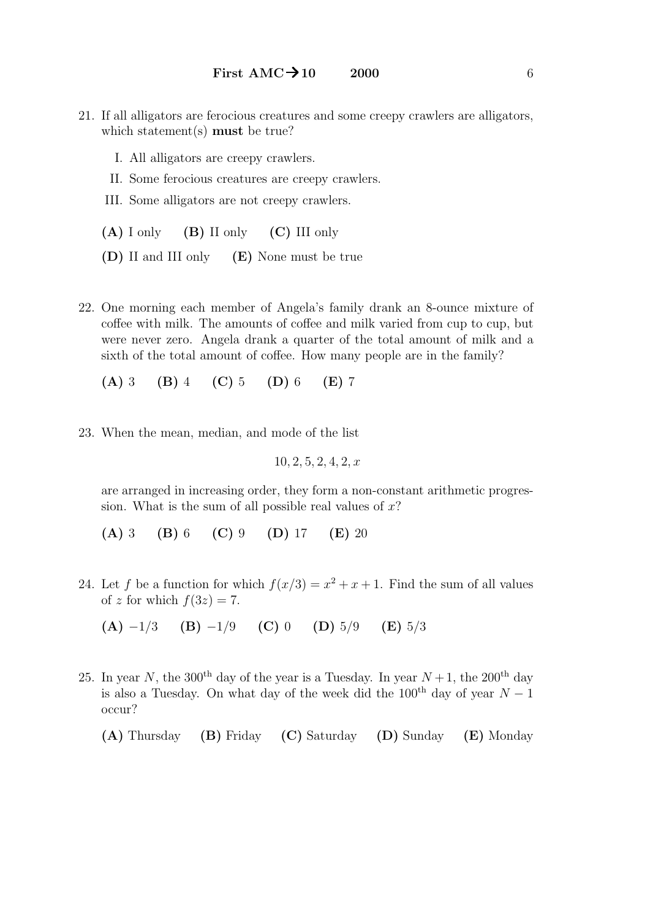21. If all alligators are ferocious creatures and some creepy crawlers are alligators, which statement(s) **must** be true?

    I. All alligators are creepy crawlers.

    II. Some ferocious creatures are creepy crawlers.

    III. Some alligators are not creepy crawlers.

    **(A)** I only **(B)** II only **(C)** III only

    **(D)** II and III only **(E)** None must be true

22. One morning each member of Angela's family drank an 8-ounce mixture of coffee with milk. The amounts of coffee and milk varied from cup to cup, but were never zero. Angela drank a quarter of the total amount of milk and a sixth of the total amount of coffee. How many people are in the family?

    **(A)** 3 **(B)** 4 **(C)** 5 **(D)** 6 **(E)** 7

23. When the mean, median, and mode of the list

    $$10, 2, 5, 2, 4, 2, x$$

    are arranged in increasing order, they form a non-constant arithmetic progression. What is the sum of all possible real values of $x$?

    **(A)** 3 **(B)** 6 **(C)** 9 **(D)** 17 **(E)** 20

24. Let $f$ be a function for which $f(x/3) = x^2 + x + 1$. Find the sum of all values of $z$ for which $f(3z) = 7$.

    **(A)** $-1/3$ **(B)** $-1/9$ **(C)** 0 **(D)** $5/9$ **(E)** $5/3$

25. In year $N$, the $300^{\text{th}}$ day of the year is a Tuesday. In year $N+1$, the $200^{\text{th}}$ day is also a Tuesday. On what day of the week did the $100^{\text{th}}$ day of year $N-1$ occur?

    **(A)** Thursday **(B)** Friday **(C)** Saturday **(D)** Sunday **(E)** Monday